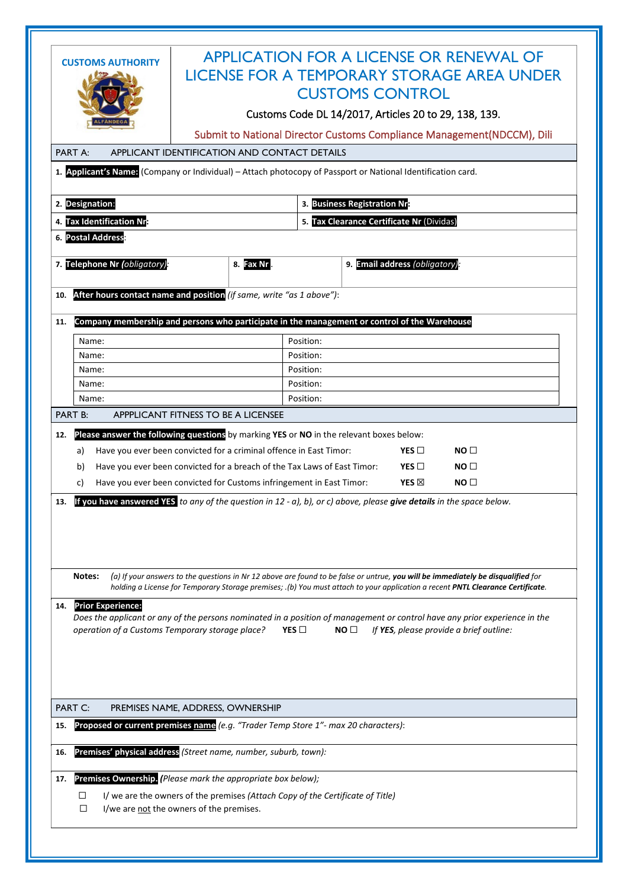**CUSTOMS AUTHORITY**

ALFÂNDEGA

# APPLICATION FOR A LICENSE OR RENEWAL OF LICENSE FOR A TEMPORARY STORAGE AREA UNDER CUSTOMS CONTROL

Customs Code DL 14/2017, Articles 20 to 29, 138, 139.

Submit to National Director Customs Compliance Management(NDCCM), Dili

## PART A: APPLICANT IDENTIFICATION AND CONTACT DETAILS

1. **Applicant's Name:** (Company or Individual) – Attach photocopy of Passport or National Identification card.

2. **Designation**:

3. **Business Registration Nr**:

4. **Tax Identification Nr**:

5. **Tax Clearance Certificate Nr** (Dividas)

6. **Postal Address**:

7. **Telephone Nr** *(obligatory)*:

8. **Fax Nr**.

9. **Email address** *(obligatory)*:

10. **After hours contact name and position** *(if same, write "as 1 above")*:

11. **Company membership and persons who participate in the management or control of the Warehouse**

| Name: | Position: |
|---|---|
| Name: | Position: |
| Name: | Position: |
| Name: | Position: |
| Name: | Position: |

## PART B: APPPLICANT FITNESS TO BE A LICENSEE

12. **Please answer the following questions** by marking **YES** or **NO** in the relevant boxes below:

| | | | |
|---|---|---|---|
| a) | Have you ever been convicted for a criminal offence in East Timor: | **YES** ☐ | **NO** ☐ |
| b) | Have you ever been convicted for a breach of the Tax Laws of East Timor: | **YES** ☐ | **NO** ☐ |
| c) | Have you ever been convicted for Customs infringement in East Timor: | **YES** ☒ | **NO** ☐ |

13. **If you have answered YES** *to any of the question in 12 - a), b), or c) above, please* ***give details*** *in the space below.*

**Notes:** *(a) If your answers to the questions in Nr 12 above are found to be false or untrue,* ***you will be immediately be disqualified*** *for holding a License for Temporary Storage premises; .(b) You must attach to your application a recent* ***PNTL Clearance Certificate****.*

14. **Prior Experience:**
*Does the applicant or any of the persons nominated in a position of management or control have any prior experience in the operation of a Customs Temporary storage place?* **YES** ☐ **NO** ☐ *If* ***YES****, please provide a brief outline:*

## PART C: PREMISES NAME, ADDRESS, OWNERSHIP

15. **Proposed or current premises name** *(e.g. "Trader Temp Store 1"- max 20 characters)*:

16. **Premises' physical address** *(Street name, number, suburb, town):*

17. **Premises Ownership.** *(Please mark the appropriate box below);*

☐ I/ we are the owners of the premises *(Attach Copy of the Certificate of Title)*

☐ I/we are not the owners of the premises.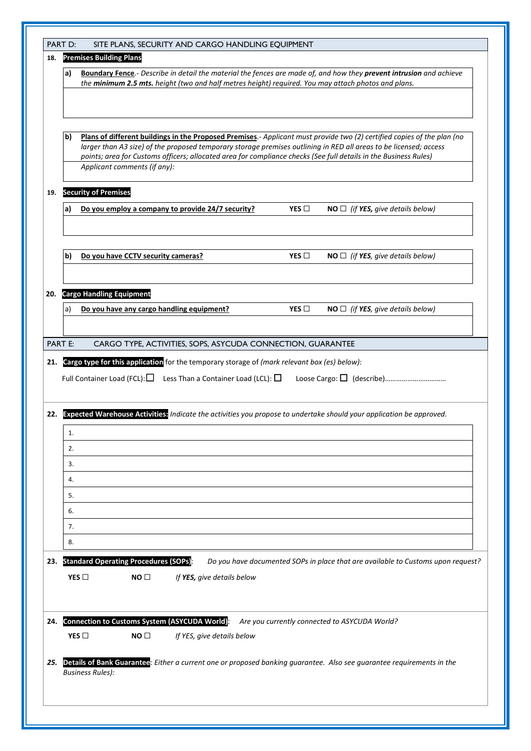## PART D: SITE PLANS, SECURITY AND CARGO HANDLING EQUIPMENT

**18. Premises Building Plans**

**a) Boundary Fence**.- *Describe in detail the material the fences are made of, and how they **prevent intrusion** and achieve the **minimum 2.5 mts.** height (two and half metres height) required. You may attach photos and plans.*

**b) Plans of different buildings in the Proposed Premises**.- *Applicant must provide two (2) certified copies of the plan (no larger than A3 size) of the proposed temporary storage premises outlining in RED all areas to be licensed; access points; area for Customs officers; allocated area for compliance checks (See full details in the Business Rules)*

*Applicant comments (if any):*

**19. Security of Premises**

**a) Do you employ a company to provide 24/7 security?** **YES** ☐ **NO** ☐ *(if **YES**, give details below)*

**b) Do you have CCTV security cameras?** **YES** ☐ **NO** ☐ *(if **YES**, give details below)*

**20. Cargo Handling Equipment**

a) **Do you have any cargo handling equipment?** **YES** ☐ **NO** ☐ *(if **YES**, give details below)*

## PART E: CARGO TYPE, ACTIVITIES, SOPS, ASYCUDA CONNECTION, GUARANTEE

**21. Cargo type for this application** for the temporary storage of *(mark relevant box (es) below)*:

Full Container Load (FCL): ☐ Less Than a Container Load (LCL): ☐ Loose Cargo: ☐ (describe)……………………………

**22. Expected Warehouse Activities:** *Indicate the activities you propose to undertake should your application be approved.*

1.
2.
3.
4.
5.
6.
7.
8.

**23. Standard Operating Procedures (SOPs)**: *Do you have documented SOPs in place that are available to Customs upon request?*

**YES** ☐ **NO** ☐ *If **YES**, give details below*

**24. Connection to Customs System (ASYCUDA World)**: *Are you currently connected to ASYCUDA World?*

**YES** ☐ **NO** ☐ *If YES, give details below*

***25.*** **Details of Bank Guarantee**: *Either a current one or proposed banking guarantee. Also see guarantee requirements in the Business Rules):*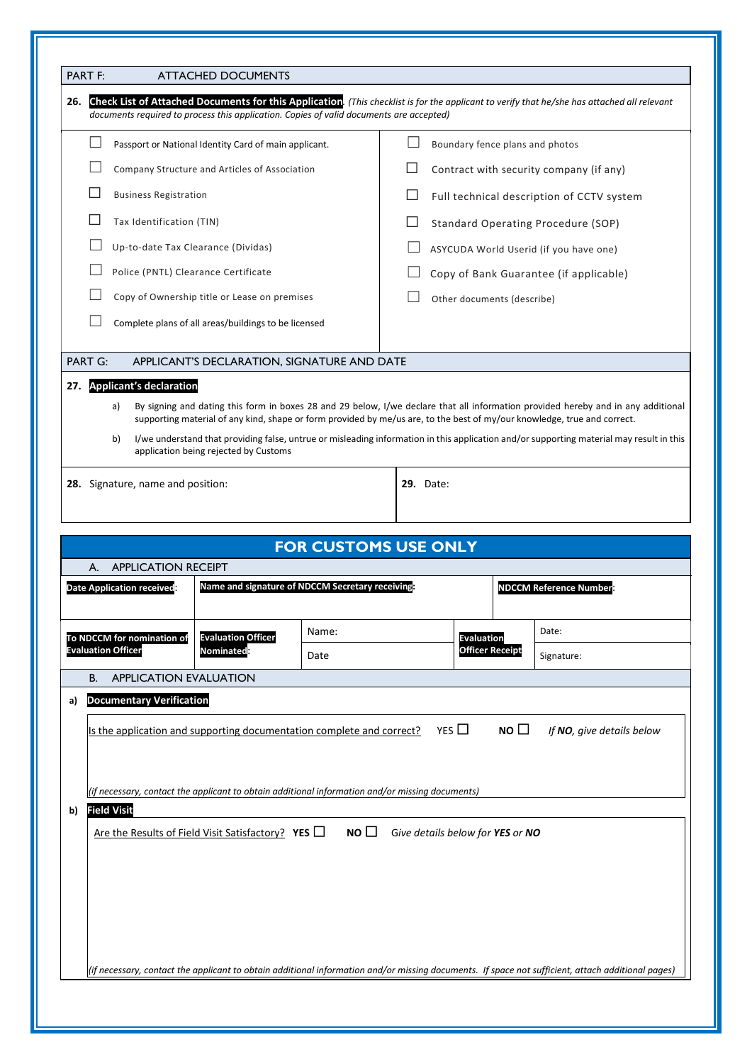## PART F: ATTACHED DOCUMENTS

**26. Check List of Attached Documents for this Application**. *(This checklist is for the applicant to verify that he/she has attached all relevant documents required to process this application. Copies of valid documents are accepted)*

| | |
|---|---|
| ☐ Passport or National Identity Card of main applicant. | ☐ Boundary fence plans and photos |
| ☐ Company Structure and Articles of Association | ☐ Contract with security company (if any) |
| ☐ Business Registration | ☐ Full technical description of CCTV system |
| ☐ Tax Identification (TIN) | ☐ Standard Operating Procedure (SOP) |
| ☐ Up-to-date Tax Clearance (Dividas) | ☐ ASYCUDA World Userid (if you have one) |
| ☐ Police (PNTL) Clearance Certificate | ☐ Copy of Bank Guarantee (if applicable) |
| ☐ Copy of Ownership title or Lease on premises | ☐ Other documents (describe) |
| ☐ Complete plans of all areas/buildings to be licensed | |

## PART G: APPLICANT'S DECLARATION, SIGNATURE AND DATE

**27. Applicant's declaration**

a) By signing and dating this form in boxes 28 and 29 below, I/we declare that all information provided hereby and in any additional supporting material of any kind, shape or form provided by me/us are, to the best of my/our knowledge, true and correct.

b) I/we understand that providing false, untrue or misleading information in this application and/or supporting material may result in this application being rejected by Customs

| **28.** Signature, name and position: | **29.** Date: |
|---|---|
| | |

# FOR CUSTOMS USE ONLY

## A. APPLICATION RECEIPT

| **Date Application received:** | **Name and signature of NDCCM Secretary receiving:** | | | **NDCCM Reference Number:** |
|---|---|---|---|---|
| **To NDCCM for nomination of Evaluation Officer** | **Evaluation Officer Nominated:** | Name: | **Evaluation Officer Receipt** | Date: |
| | | Date | | Signature: |

## B. APPLICATION EVALUATION

**a) Documentary Verification**

Is the application and supporting documentation complete and correct? YES ☐ **NO** ☐ *If **NO**, give details below*

*(if necessary, contact the applicant to obtain additional information and/or missing documents)*

**b) Field Visit**

Are the Results of Field Visit Satisfactory? **YES** ☐ **NO** ☐ *Give details below for **YES** or **NO***

*(if necessary, contact the applicant to obtain additional information and/or missing documents. If space not sufficient, attach additional pages)*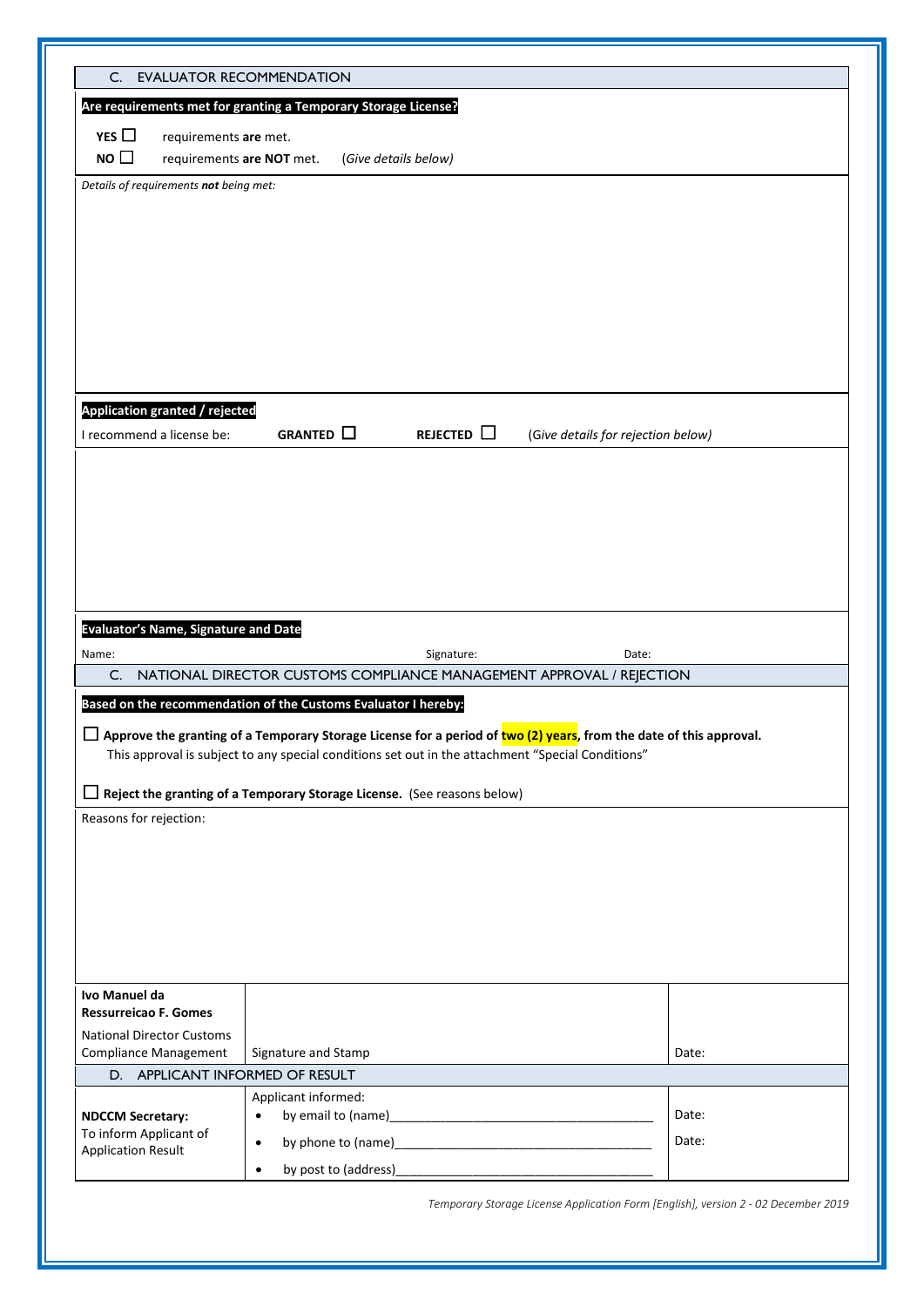## C. EVALUATOR RECOMMENDATION

**Are requirements met for granting a Temporary Storage License?**

**YES** ☐ requirements **are** met.

**NO** ☐ requirements **are NOT** met. *(Give details below)*

*Details of requirements **not** being met:*

**Application granted / rejected**

I recommend a license be: **GRANTED** ☐ **REJECTED** ☐ *(Give details for rejection below)*

**Evaluator's Name, Signature and Date**

Name: Signature: Date:

## C. NATIONAL DIRECTOR CUSTOMS COMPLIANCE MANAGEMENT APPROVAL / REJECTION

**Based on the recommendation of the Customs Evaluator I hereby:**

☐ **Approve the granting of a Temporary Storage License for a period of two (2) years, from the date of this approval.**
This approval is subject to any special conditions set out in the attachment "Special Conditions"

☐ **Reject the granting of a Temporary Storage License.** (See reasons below)

Reasons for rejection:

| | | |
|---|---|---|
| **Ivo Manuel da Ressurreicao F. Gomes**<br>National Director Customs Compliance Management | Signature and Stamp | Date: |

## D. APPLICANT INFORMED OF RESULT

| | | |
|---|---|---|
| **NDCCM Secretary:**<br>To inform Applicant of Application Result | Applicant informed:<br>• by email to (name)\_\_\_\_\_\_\_\_\_\_\_\_\_\_\_\_\_\_\_\_\_\_\_\_\_\_\_\_\_\_\_\_<br>• by phone to (name)\_\_\_\_\_\_\_\_\_\_\_\_\_\_\_\_\_\_\_\_\_\_\_\_\_\_\_\_\_\_\_\_<br>• by post to (address)\_\_\_\_\_\_\_\_\_\_\_\_\_\_\_\_\_\_\_\_\_\_\_\_\_\_\_\_\_\_\_\_ | Date:<br>Date: |

*Temporary Storage License Application Form [English], version 2 - 02 December 2019*